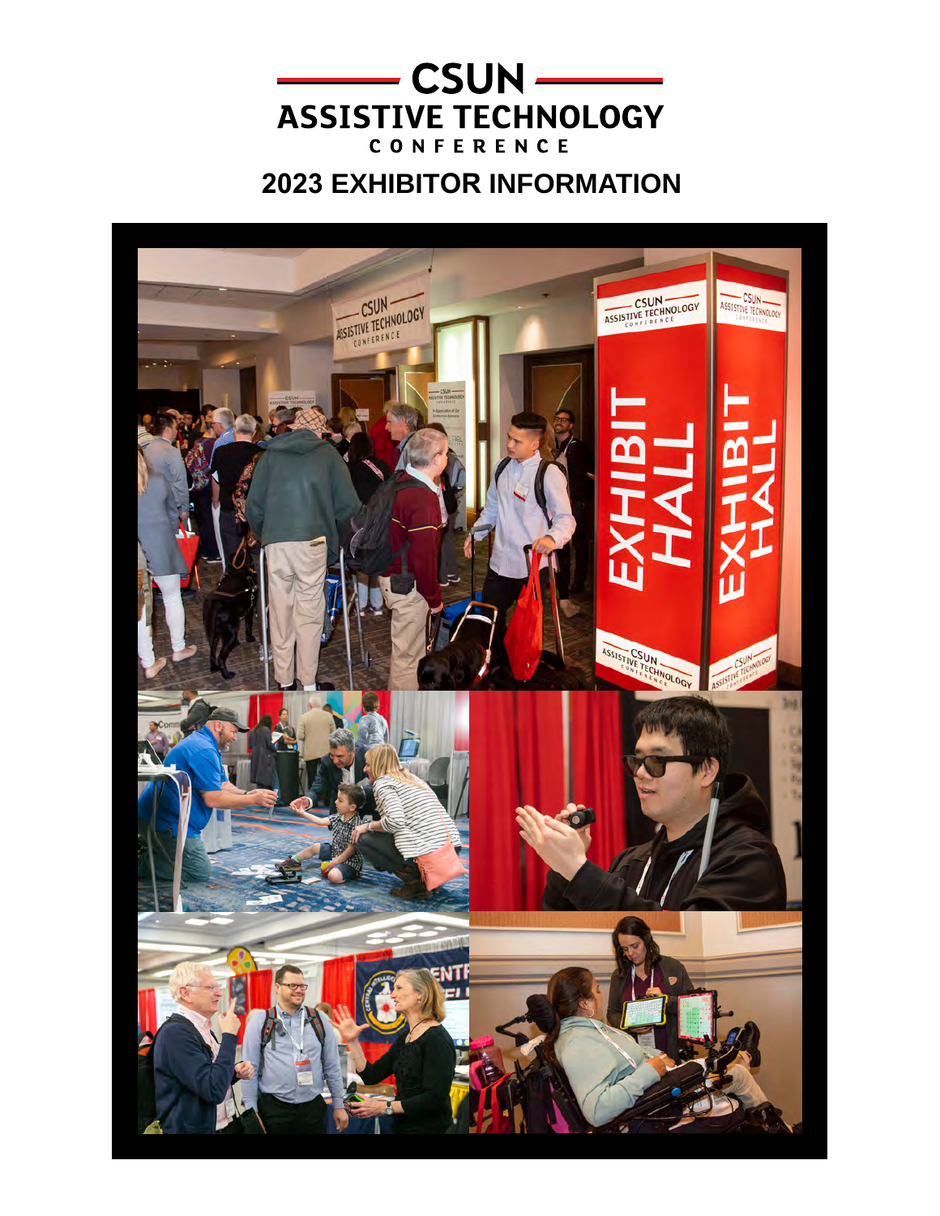# CSUN ASSISTIVE TECHNOLOGY CONFERENCE

## 2023 EXHIBITOR INFORMATION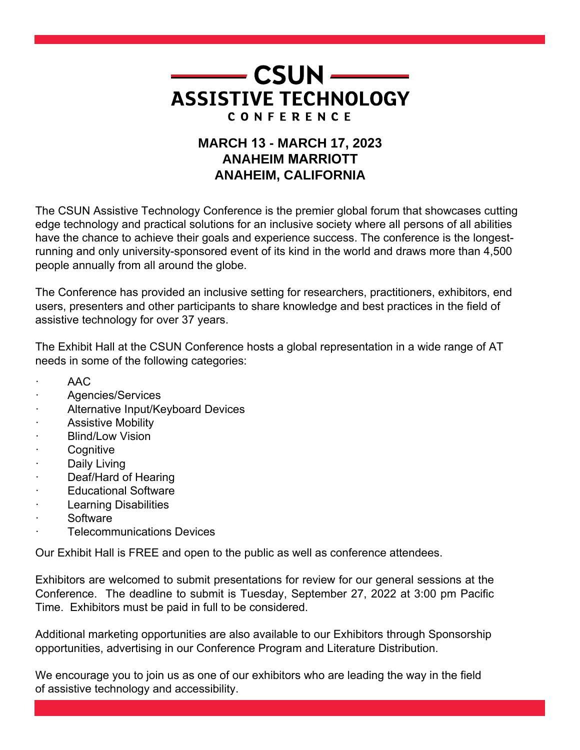# CSUN ASSISTIVE TECHNOLOGY CONFERENCE

**MARCH 13 - MARCH 17, 2023**
**ANAHEIM MARRIOTT**
**ANAHEIM, CALIFORNIA**

The CSUN Assistive Technology Conference is the premier global forum that showcases cutting edge technology and practical solutions for an inclusive society where all persons of all abilities have the chance to achieve their goals and experience success. The conference is the longest-running and only university-sponsored event of its kind in the world and draws more than 4,500 people annually from all around the globe.

The Conference has provided an inclusive setting for researchers, practitioners, exhibitors, end users, presenters and other participants to share knowledge and best practices in the field of assistive technology for over 37 years.

The Exhibit Hall at the CSUN Conference hosts a global representation in a wide range of AT needs in some of the following categories:

- AAC
- Agencies/Services
- Alternative Input/Keyboard Devices
- Assistive Mobility
- Blind/Low Vision
- Cognitive
- Daily Living
- Deaf/Hard of Hearing
- Educational Software
- Learning Disabilities
- Software
- Telecommunications Devices

Our Exhibit Hall is FREE and open to the public as well as conference attendees.

Exhibitors are welcomed to submit presentations for review for our general sessions at the Conference. The deadline to submit is Tuesday, September 27, 2022 at 3:00 pm Pacific Time. Exhibitors must be paid in full to be considered.

Additional marketing opportunities are also available to our Exhibitors through Sponsorship opportunities, advertising in our Conference Program and Literature Distribution.

We encourage you to join us as one of our exhibitors who are leading the way in the field of assistive technology and accessibility.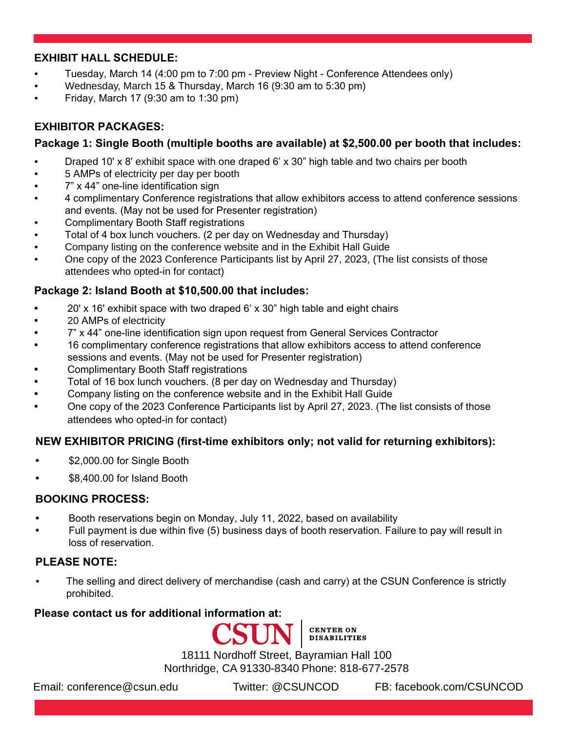## EXHIBIT HALL SCHEDULE:

- Tuesday, March 14 (4:00 pm to 7:00 pm - Preview Night - Conference Attendees only)
- Wednesday, March 15 & Thursday, March 16 (9:30 am to 5:30 pm)
- Friday, March 17 (9:30 am to 1:30 pm)

## EXHIBITOR PACKAGES:

### Package 1: Single Booth (multiple booths are available) at $2,500.00 per booth that includes:

- Draped 10' x 8' exhibit space with one draped 6' x 30" high table and two chairs per booth
- 5 AMPs of electricity per day per booth
- 7" x 44" one-line identification sign
- 4 complimentary Conference registrations that allow exhibitors access to attend conference sessions and events. (May not be used for Presenter registration)
- Complimentary Booth Staff registrations
- Total of 4 box lunch vouchers. (2 per day on Wednesday and Thursday)
- Company listing on the conference website and in the Exhibit Hall Guide
- One copy of the 2023 Conference Participants list by April 27, 2023, (The list consists of those attendees who opted-in for contact)

### Package 2: Island Booth at $10,500.00 that includes:

- 20' x 16' exhibit space with two draped 6' x 30" high table and eight chairs
- 20 AMPs of electricity
- 7" x 44" one-line identification sign upon request from General Services Contractor
- 16 complimentary conference registrations that allow exhibitors access to attend conference sessions and events. (May not be used for Presenter registration)
- Complimentary Booth Staff registrations
- Total of 16 box lunch vouchers. (8 per day on Wednesday and Thursday)
- Company listing on the conference website and in the Exhibit Hall Guide
- One copy of the 2023 Conference Participants list by April 27, 2023. (The list consists of those attendees who opted-in for contact)

## NEW EXHIBITOR PRICING (first-time exhibitors only; not valid for returning exhibitors):

- $2,000.00 for Single Booth
- $8,400.00 for Island Booth

## BOOKING PROCESS:

- Booth reservations begin on Monday, July 11, 2022, based on availability
- Full payment is due within five (5) business days of booth reservation. Failure to pay will result in loss of reservation.

## PLEASE NOTE:

- The selling and direct delivery of merchandise (cash and carry) at the CSUN Conference is strictly prohibited.

**Please contact us for additional information at:**

CSUN | CENTER ON DISABILITIES

18111 Nordhoff Street, Bayramian Hall 100
Northridge, CA 91330-8340 Phone: 818-677-2578

Email: conference@csun.edu Twitter: @CSUNCOD FB: facebook.com/CSUNCOD